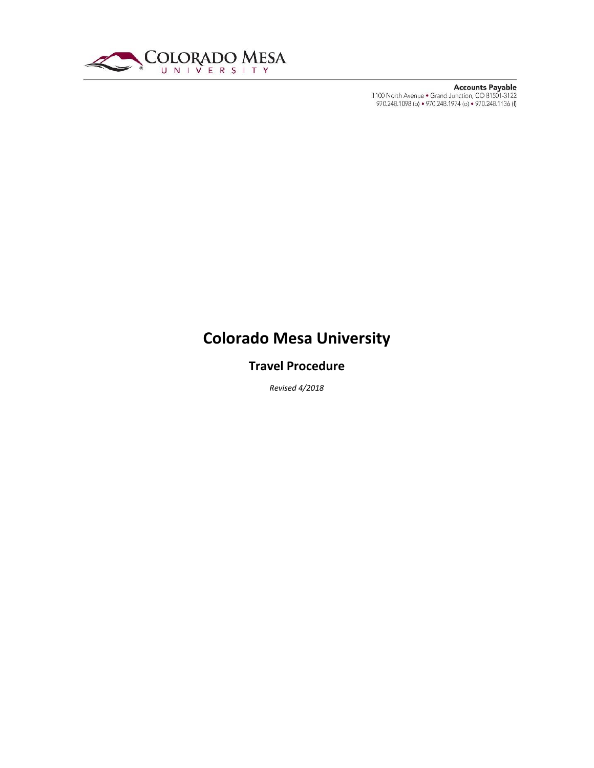**Accounts Payable**
1100 North Avenue • Grand Junction, CO 81501-3122
970.248.1098 (o) • 970.248.1974 (o) • 970.248.1136 (f)

# Colorado Mesa University

## Travel Procedure

*Revised 4/2018*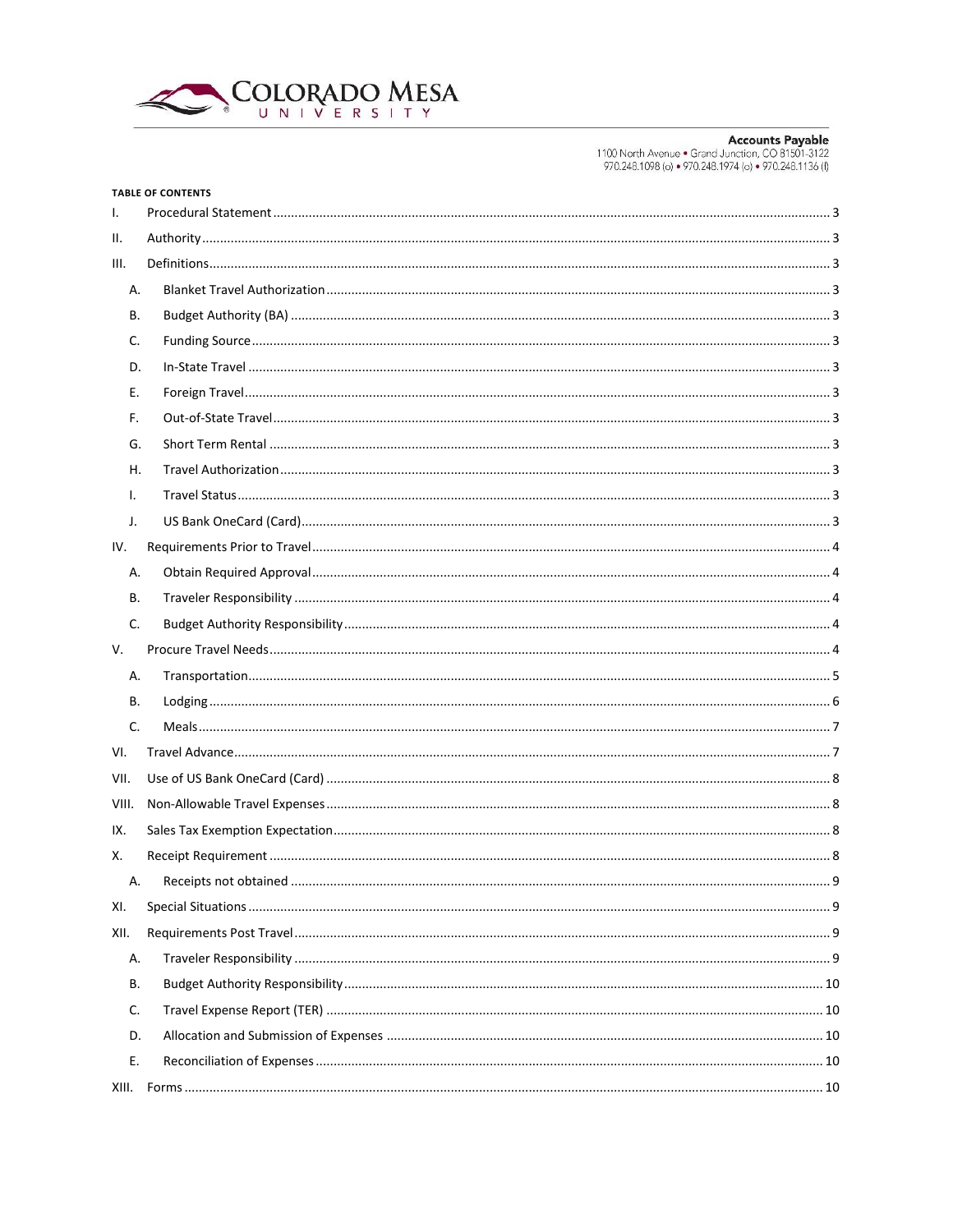**Accounts Payable**
1100 North Avenue • Grand Junction, CO 81501-3122
970.248.1098 (o) • 970.248.1974 (o) • 970.248.1136 (f)

**TABLE OF CONTENTS**

- I. Procedural Statement ... 3
- II. Authority ... 3
- III. Definitions ... 3
  - A. Blanket Travel Authorization ... 3
  - B. Budget Authority (BA) ... 3
  - C. Funding Source ... 3
  - D. In-State Travel ... 3
  - E. Foreign Travel ... 3
  - F. Out-of-State Travel ... 3
  - G. Short Term Rental ... 3
  - H. Travel Authorization ... 3
  - I. Travel Status ... 3
  - J. US Bank OneCard (Card) ... 3
- IV. Requirements Prior to Travel ... 4
  - A. Obtain Required Approval ... 4
  - B. Traveler Responsibility ... 4
  - C. Budget Authority Responsibility ... 4
- V. Procure Travel Needs ... 4
  - A. Transportation ... 5
  - B. Lodging ... 6
  - C. Meals ... 7
- VI. Travel Advance ... 7
- VII. Use of US Bank OneCard (Card) ... 8
- VIII. Non-Allowable Travel Expenses ... 8
- IX. Sales Tax Exemption Expectation ... 8
- X. Receipt Requirement ... 8
  - A. Receipts not obtained ... 9
- XI. Special Situations ... 9
- XII. Requirements Post Travel ... 9
  - A. Traveler Responsibility ... 9
  - B. Budget Authority Responsibility ... 10
  - C. Travel Expense Report (TER) ... 10
  - D. Allocation and Submission of Expenses ... 10
  - E. Reconciliation of Expenses ... 10
- XIII. Forms ... 10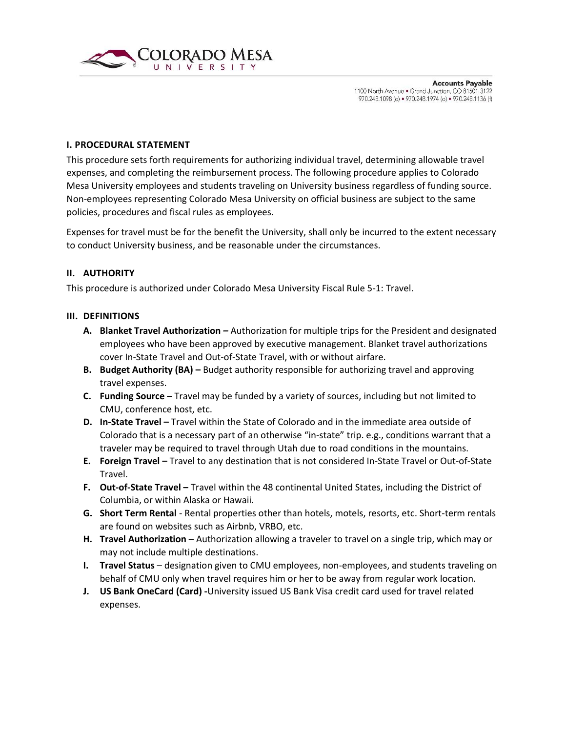## I. PROCEDURAL STATEMENT

This procedure sets forth requirements for authorizing individual travel, determining allowable travel expenses, and completing the reimbursement process. The following procedure applies to Colorado Mesa University employees and students traveling on University business regardless of funding source. Non-employees representing Colorado Mesa University on official business are subject to the same policies, procedures and fiscal rules as employees.

Expenses for travel must be for the benefit the University, shall only be incurred to the extent necessary to conduct University business, and be reasonable under the circumstances.

## II. AUTHORITY

This procedure is authorized under Colorado Mesa University Fiscal Rule 5-1: Travel.

## III. DEFINITIONS

- **A. Blanket Travel Authorization –** Authorization for multiple trips for the President and designated employees who have been approved by executive management. Blanket travel authorizations cover In-State Travel and Out-of-State Travel, with or without airfare.
- **B. Budget Authority (BA) –** Budget authority responsible for authorizing travel and approving travel expenses.
- **C. Funding Source** – Travel may be funded by a variety of sources, including but not limited to CMU, conference host, etc.
- **D. In-State Travel –** Travel within the State of Colorado and in the immediate area outside of Colorado that is a necessary part of an otherwise "in-state" trip. e.g., conditions warrant that a traveler may be required to travel through Utah due to road conditions in the mountains.
- **E. Foreign Travel –** Travel to any destination that is not considered In-State Travel or Out-of-State Travel.
- **F. Out-of-State Travel –** Travel within the 48 continental United States, including the District of Columbia, or within Alaska or Hawaii.
- **G. Short Term Rental** - Rental properties other than hotels, motels, resorts, etc. Short-term rentals are found on websites such as Airbnb, VRBO, etc.
- **H. Travel Authorization** – Authorization allowing a traveler to travel on a single trip, which may or may not include multiple destinations.
- **I. Travel Status** – designation given to CMU employees, non-employees, and students traveling on behalf of CMU only when travel requires him or her to be away from regular work location.
- **J. US Bank OneCard (Card) -**University issued US Bank Visa credit card used for travel related expenses.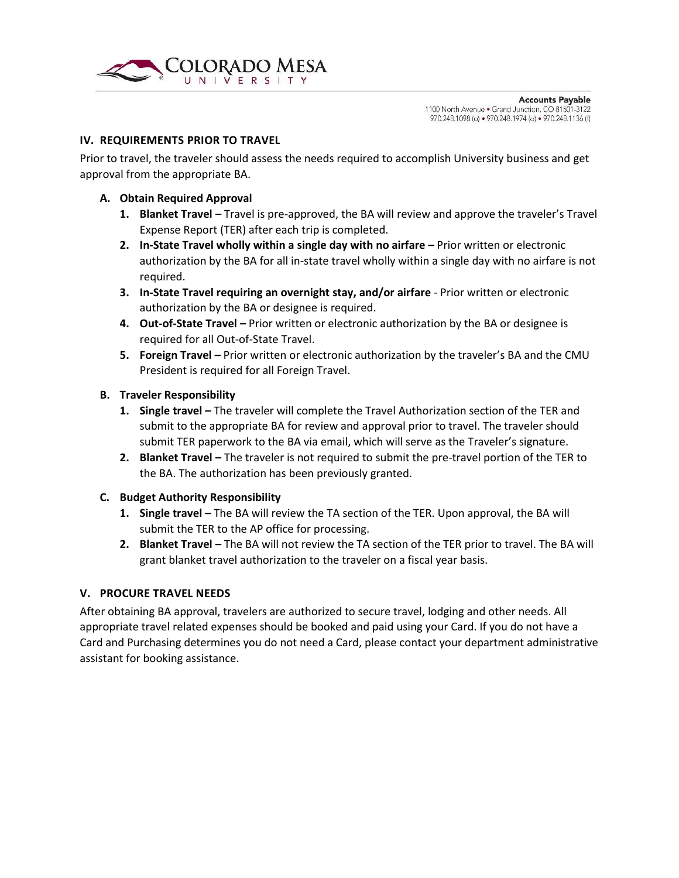## IV. REQUIREMENTS PRIOR TO TRAVEL

Prior to travel, the traveler should assess the needs required to accomplish University business and get approval from the appropriate BA.

### A. Obtain Required Approval

1. **Blanket Travel** – Travel is pre-approved, the BA will review and approve the traveler's Travel Expense Report (TER) after each trip is completed.
2. **In-State Travel wholly within a single day with no airfare –** Prior written or electronic authorization by the BA for all in-state travel wholly within a single day with no airfare is not required.
3. **In-State Travel requiring an overnight stay, and/or airfare** - Prior written or electronic authorization by the BA or designee is required.
4. **Out-of-State Travel –** Prior written or electronic authorization by the BA or designee is required for all Out-of-State Travel.
5. **Foreign Travel –** Prior written or electronic authorization by the traveler's BA and the CMU President is required for all Foreign Travel.

### B. Traveler Responsibility

1. **Single travel –** The traveler will complete the Travel Authorization section of the TER and submit to the appropriate BA for review and approval prior to travel. The traveler should submit TER paperwork to the BA via email, which will serve as the Traveler's signature.
2. **Blanket Travel –** The traveler is not required to submit the pre-travel portion of the TER to the BA. The authorization has been previously granted.

### C. Budget Authority Responsibility

1. **Single travel –** The BA will review the TA section of the TER. Upon approval, the BA will submit the TER to the AP office for processing.
2. **Blanket Travel –** The BA will not review the TA section of the TER prior to travel. The BA will grant blanket travel authorization to the traveler on a fiscal year basis.

## V. PROCURE TRAVEL NEEDS

After obtaining BA approval, travelers are authorized to secure travel, lodging and other needs. All appropriate travel related expenses should be booked and paid using your Card. If you do not have a Card and Purchasing determines you do not need a Card, please contact your department administrative assistant for booking assistance.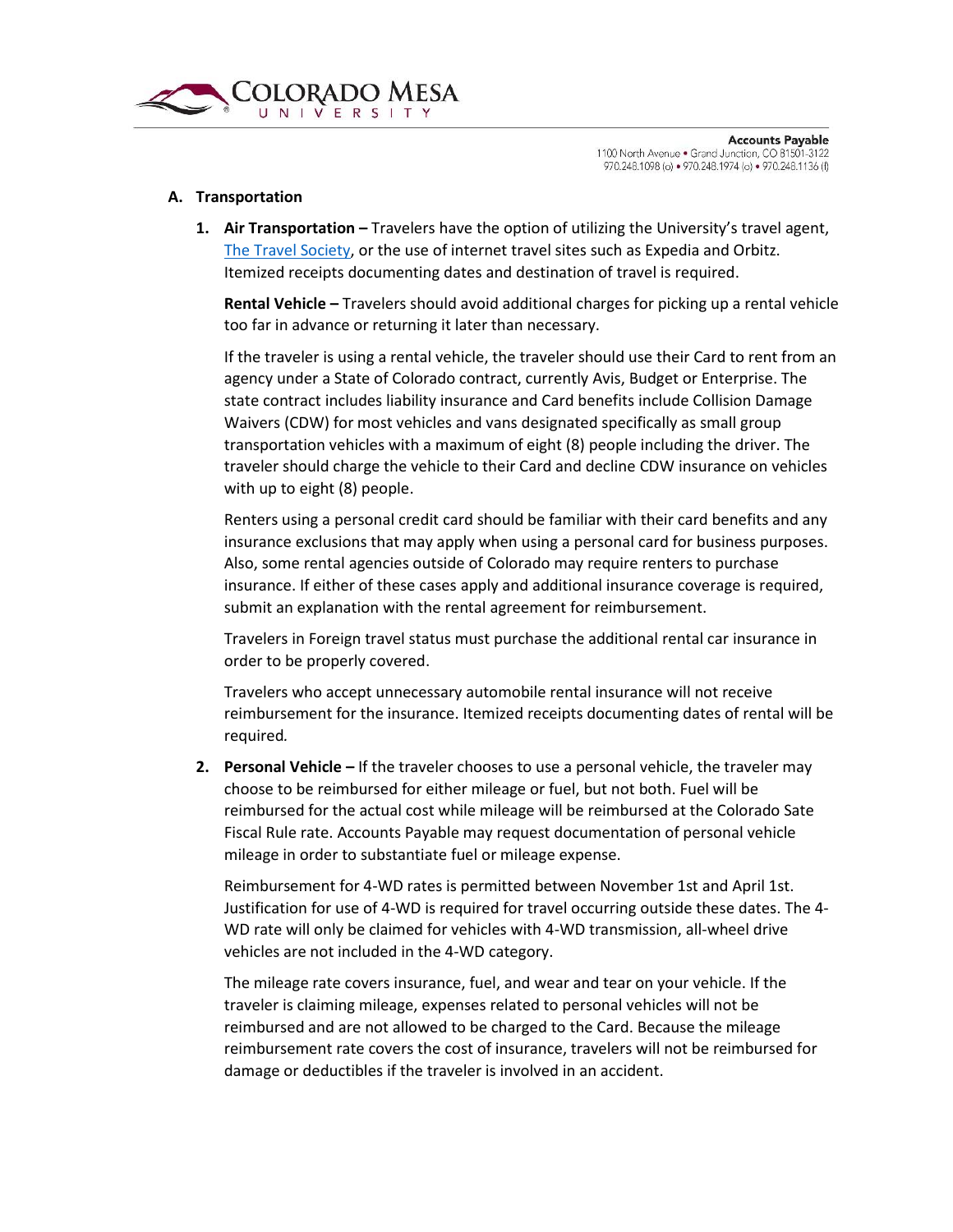## A. Transportation

1. **Air Transportation –** Travelers have the option of utilizing the University's travel agent, [The Travel Society](), or the use of internet travel sites such as Expedia and Orbitz. Itemized receipts documenting dates and destination of travel is required.

   **Rental Vehicle –** Travelers should avoid additional charges for picking up a rental vehicle too far in advance or returning it later than necessary.

   If the traveler is using a rental vehicle, the traveler should use their Card to rent from an agency under a State of Colorado contract, currently Avis, Budget or Enterprise. The state contract includes liability insurance and Card benefits include Collision Damage Waivers (CDW) for most vehicles and vans designated specifically as small group transportation vehicles with a maximum of eight (8) people including the driver. The traveler should charge the vehicle to their Card and decline CDW insurance on vehicles with up to eight (8) people.

   Renters using a personal credit card should be familiar with their card benefits and any insurance exclusions that may apply when using a personal card for business purposes. Also, some rental agencies outside of Colorado may require renters to purchase insurance. If either of these cases apply and additional insurance coverage is required, submit an explanation with the rental agreement for reimbursement.

   Travelers in Foreign travel status must purchase the additional rental car insurance in order to be properly covered.

   Travelers who accept unnecessary automobile rental insurance will not receive reimbursement for the insurance. Itemized receipts documenting dates of rental will be required*.*

2. **Personal Vehicle –** If the traveler chooses to use a personal vehicle, the traveler may choose to be reimbursed for either mileage or fuel, but not both. Fuel will be reimbursed for the actual cost while mileage will be reimbursed at the Colorado Sate Fiscal Rule rate. Accounts Payable may request documentation of personal vehicle mileage in order to substantiate fuel or mileage expense.

   Reimbursement for 4-WD rates is permitted between November 1st and April 1st. Justification for use of 4-WD is required for travel occurring outside these dates. The 4-WD rate will only be claimed for vehicles with 4-WD transmission, all-wheel drive vehicles are not included in the 4-WD category.

   The mileage rate covers insurance, fuel, and wear and tear on your vehicle. If the traveler is claiming mileage, expenses related to personal vehicles will not be reimbursed and are not allowed to be charged to the Card. Because the mileage reimbursement rate covers the cost of insurance, travelers will not be reimbursed for damage or deductibles if the traveler is involved in an accident.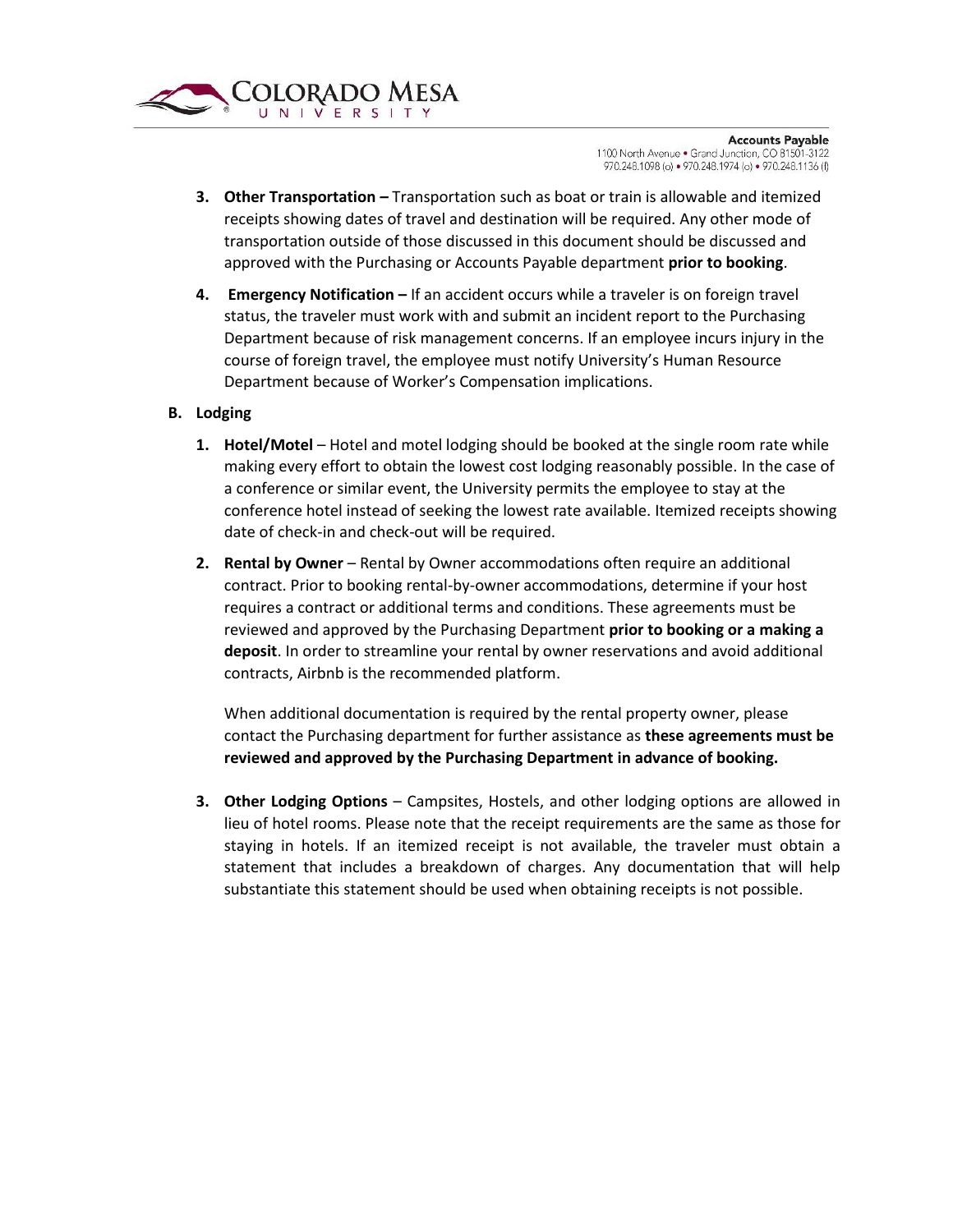3. **Other Transportation –** Transportation such as boat or train is allowable and itemized receipts showing dates of travel and destination will be required. Any other mode of transportation outside of those discussed in this document should be discussed and approved with the Purchasing or Accounts Payable department **prior to booking**.

4. **Emergency Notification –** If an accident occurs while a traveler is on foreign travel status, the traveler must work with and submit an incident report to the Purchasing Department because of risk management concerns. If an employee incurs injury in the course of foreign travel, the employee must notify University's Human Resource Department because of Worker's Compensation implications.

**B. Lodging**

1. **Hotel/Motel** – Hotel and motel lodging should be booked at the single room rate while making every effort to obtain the lowest cost lodging reasonably possible. In the case of a conference or similar event, the University permits the employee to stay at the conference hotel instead of seeking the lowest rate available. Itemized receipts showing date of check-in and check-out will be required.

2. **Rental by Owner** – Rental by Owner accommodations often require an additional contract. Prior to booking rental-by-owner accommodations, determine if your host requires a contract or additional terms and conditions. These agreements must be reviewed and approved by the Purchasing Department **prior to booking or a making a deposit**. In order to streamline your rental by owner reservations and avoid additional contracts, Airbnb is the recommended platform.

   When additional documentation is required by the rental property owner, please contact the Purchasing department for further assistance as **these agreements must be reviewed and approved by the Purchasing Department in advance of booking.**

3. **Other Lodging Options** – Campsites, Hostels, and other lodging options are allowed in lieu of hotel rooms. Please note that the receipt requirements are the same as those for staying in hotels. If an itemized receipt is not available, the traveler must obtain a statement that includes a breakdown of charges. Any documentation that will help substantiate this statement should be used when obtaining receipts is not possible.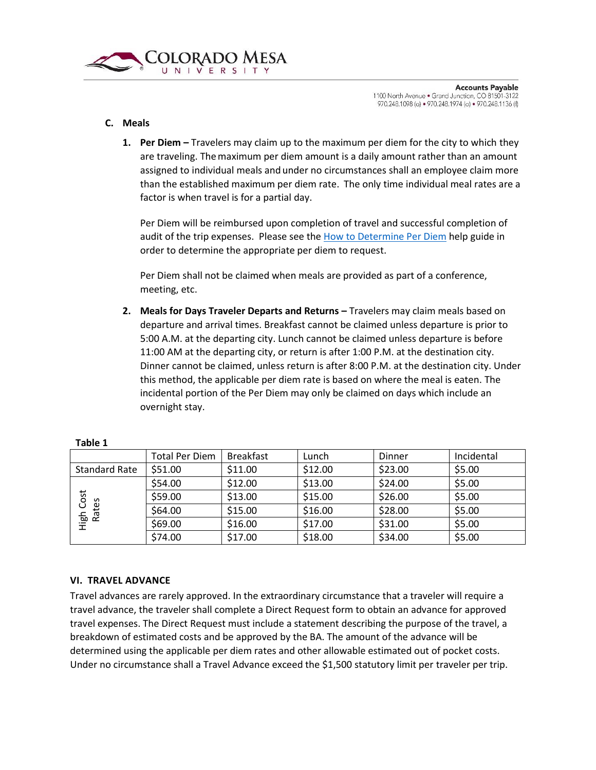### C. Meals

1. **Per Diem –** Travelers may claim up to the maximum per diem for the city to which they are traveling. The maximum per diem amount is a daily amount rather than an amount assigned to individual meals and under no circumstances shall an employee claim more than the established maximum per diem rate. The only time individual meal rates are a factor is when travel is for a partial day.

   Per Diem will be reimbursed upon completion of travel and successful completion of audit of the trip expenses. Please see the How to Determine Per Diem help guide in order to determine the appropriate per diem to request.

   Per Diem shall not be claimed when meals are provided as part of a conference, meeting, etc.

2. **Meals for Days Traveler Departs and Returns –** Travelers may claim meals based on departure and arrival times. Breakfast cannot be claimed unless departure is prior to 5:00 A.M. at the departing city. Lunch cannot be claimed unless departure is before 11:00 AM at the departing city, or return is after 1:00 P.M. at the destination city. Dinner cannot be claimed, unless return is after 8:00 P.M. at the destination city. Under this method, the applicable per diem rate is based on where the meal is eaten. The incidental portion of the Per Diem may only be claimed on days which include an overnight stay.

**Table 1**

| | Total Per Diem | Breakfast | Lunch | Dinner | Incidental |
|---|---|---|---|---|---|
| Standard Rate | $51.00 | $11.00 | $12.00 | $23.00 | $5.00 |
| High Cost Rates | $54.00 | $12.00 | $13.00 | $24.00 | $5.00 |
| | $59.00 | $13.00 | $15.00 | $26.00 | $5.00 |
| | $64.00 | $15.00 | $16.00 | $28.00 | $5.00 |
| | $69.00 | $16.00 | $17.00 | $31.00 | $5.00 |
| | $74.00 | $17.00 | $18.00 | $34.00 | $5.00 |

## VI. TRAVEL ADVANCE

Travel advances are rarely approved. In the extraordinary circumstance that a traveler will require a travel advance, the traveler shall complete a Direct Request form to obtain an advance for approved travel expenses. The Direct Request must include a statement describing the purpose of the travel, a breakdown of estimated costs and be approved by the BA. The amount of the advance will be determined using the applicable per diem rates and other allowable estimated out of pocket costs. Under no circumstance shall a Travel Advance exceed the $1,500 statutory limit per traveler per trip.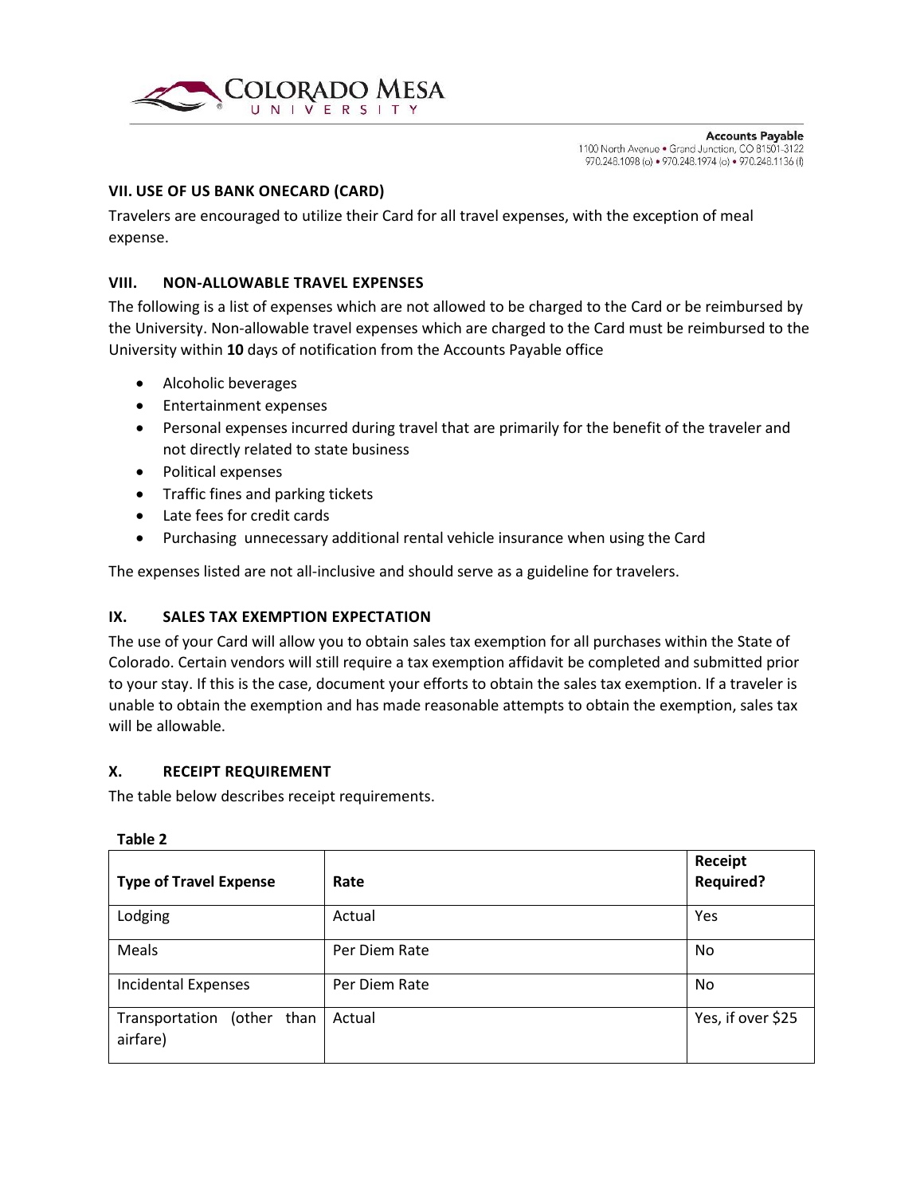## VII. USE OF US BANK ONECARD (CARD)

Travelers are encouraged to utilize their Card for all travel expenses, with the exception of meal expense.

## VIII. NON-ALLOWABLE TRAVEL EXPENSES

The following is a list of expenses which are not allowed to be charged to the Card or be reimbursed by the University. Non-allowable travel expenses which are charged to the Card must be reimbursed to the University within **10** days of notification from the Accounts Payable office

- Alcoholic beverages
- Entertainment expenses
- Personal expenses incurred during travel that are primarily for the benefit of the traveler and not directly related to state business
- Political expenses
- Traffic fines and parking tickets
- Late fees for credit cards
- Purchasing unnecessary additional rental vehicle insurance when using the Card

The expenses listed are not all-inclusive and should serve as a guideline for travelers.

## IX. SALES TAX EXEMPTION EXPECTATION

The use of your Card will allow you to obtain sales tax exemption for all purchases within the State of Colorado. Certain vendors will still require a tax exemption affidavit be completed and submitted prior to your stay. If this is the case, document your efforts to obtain the sales tax exemption. If a traveler is unable to obtain the exemption and has made reasonable attempts to obtain the exemption, sales tax will be allowable.

## X. RECEIPT REQUIREMENT

The table below describes receipt requirements.

**Table 2**

| Type of Travel Expense | Rate | Receipt Required? |
|---|---|---|
| Lodging | Actual | Yes |
| Meals | Per Diem Rate | No |
| Incidental Expenses | Per Diem Rate | No |
| Transportation (other than airfare) | Actual | Yes, if over $25 |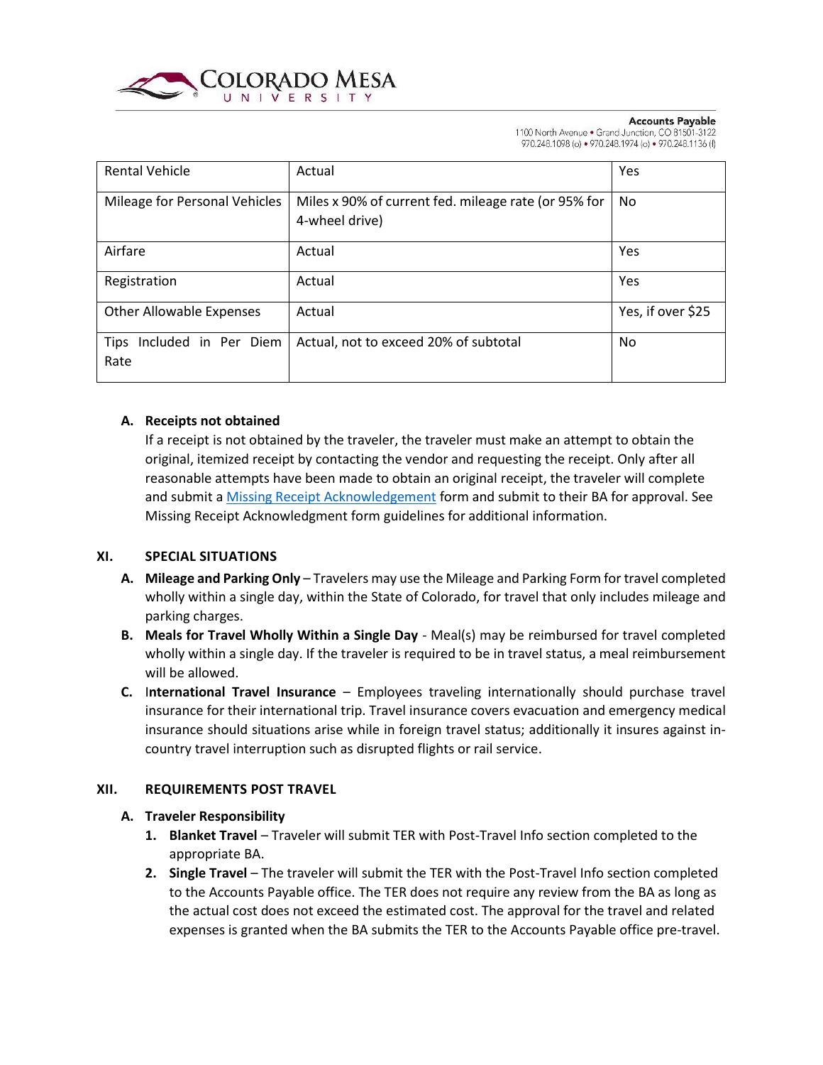| Rental Vehicle | Actual | Yes |
|---|---|---|
| Mileage for Personal Vehicles | Miles x 90% of current fed. mileage rate (or 95% for 4-wheel drive) | No |
| Airfare | Actual | Yes |
| Registration | Actual | Yes |
| Other Allowable Expenses | Actual | Yes, if over $25 |
| Tips Included in Per Diem Rate | Actual, not to exceed 20% of subtotal | No |

**A. Receipts not obtained**

If a receipt is not obtained by the traveler, the traveler must make an attempt to obtain the original, itemized receipt by contacting the vendor and requesting the receipt. Only after all reasonable attempts have been made to obtain an original receipt, the traveler will complete and submit a [Missing Receipt Acknowledgement]() form and submit to their BA for approval. See Missing Receipt Acknowledgment form guidelines for additional information.

## XI. SPECIAL SITUATIONS

**A. Mileage and Parking Only** – Travelers may use the Mileage and Parking Form for travel completed wholly within a single day, within the State of Colorado, for travel that only includes mileage and parking charges.

**B. Meals for Travel Wholly Within a Single Day** - Meal(s) may be reimbursed for travel completed wholly within a single day. If the traveler is required to be in travel status, a meal reimbursement will be allowed.

**C. International Travel Insurance** – Employees traveling internationally should purchase travel insurance for their international trip. Travel insurance covers evacuation and emergency medical insurance should situations arise while in foreign travel status; additionally it insures against in-country travel interruption such as disrupted flights or rail service.

## XII. REQUIREMENTS POST TRAVEL

**A. Traveler Responsibility**

1. **Blanket Travel** – Traveler will submit TER with Post-Travel Info section completed to the appropriate BA.
2. **Single Travel** – The traveler will submit the TER with the Post-Travel Info section completed to the Accounts Payable office. The TER does not require any review from the BA as long as the actual cost does not exceed the estimated cost. The approval for the travel and related expenses is granted when the BA submits the TER to the Accounts Payable office pre-travel.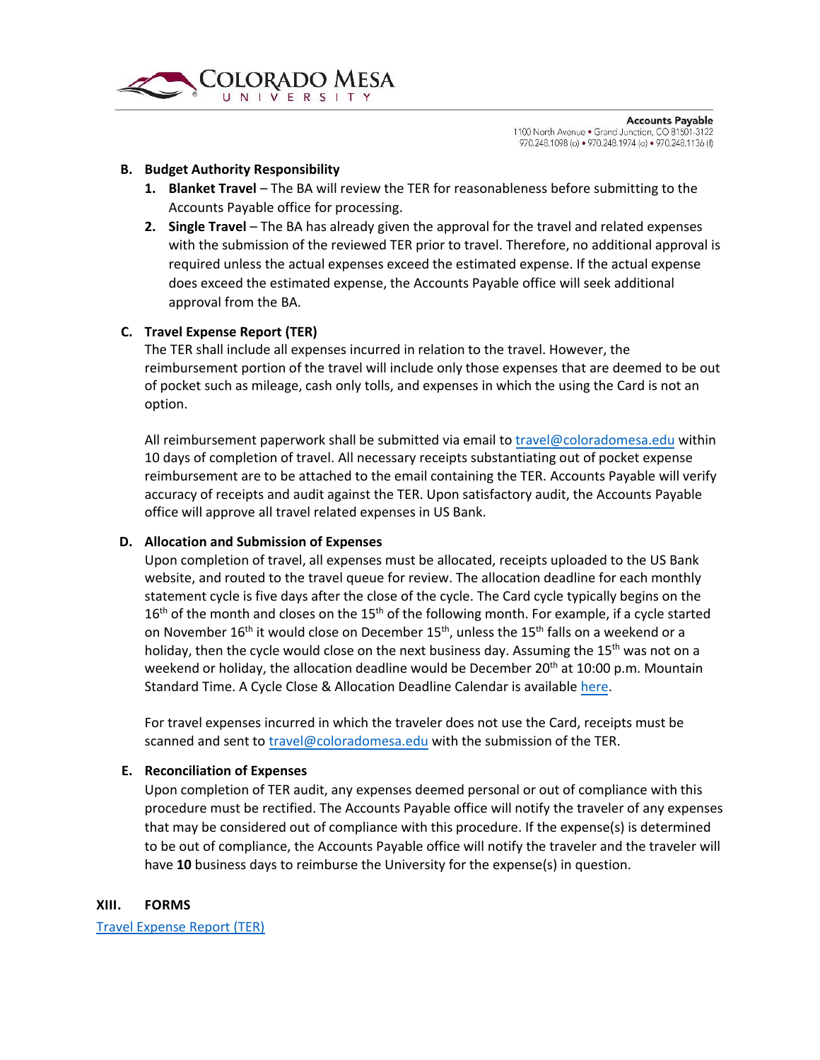### B. Budget Authority Responsibility

1. **Blanket Travel** – The BA will review the TER for reasonableness before submitting to the Accounts Payable office for processing.
2. **Single Travel** – The BA has already given the approval for the travel and related expenses with the submission of the reviewed TER prior to travel. Therefore, no additional approval is required unless the actual expenses exceed the estimated expense. If the actual expense does exceed the estimated expense, the Accounts Payable office will seek additional approval from the BA.

### C. Travel Expense Report (TER)

The TER shall include all expenses incurred in relation to the travel. However, the reimbursement portion of the travel will include only those expenses that are deemed to be out of pocket such as mileage, cash only tolls, and expenses in which the using the Card is not an option.

All reimbursement paperwork shall be submitted via email to travel@coloradomesa.edu within 10 days of completion of travel. All necessary receipts substantiating out of pocket expense reimbursement are to be attached to the email containing the TER. Accounts Payable will verify accuracy of receipts and audit against the TER. Upon satisfactory audit, the Accounts Payable office will approve all travel related expenses in US Bank.

### D. Allocation and Submission of Expenses

Upon completion of travel, all expenses must be allocated, receipts uploaded to the US Bank website, and routed to the travel queue for review. The allocation deadline for each monthly statement cycle is five days after the close of the cycle. The Card cycle typically begins on the 16th of the month and closes on the 15th of the following month. For example, if a cycle started on November 16th it would close on December 15th, unless the 15th falls on a weekend or a holiday, then the cycle would close on the next business day. Assuming the 15th was not on a weekend or holiday, the allocation deadline would be December 20th at 10:00 p.m. Mountain Standard Time. A Cycle Close & Allocation Deadline Calendar is available here.

For travel expenses incurred in which the traveler does not use the Card, receipts must be scanned and sent to travel@coloradomesa.edu with the submission of the TER.

### E. Reconciliation of Expenses

Upon completion of TER audit, any expenses deemed personal or out of compliance with this procedure must be rectified. The Accounts Payable office will notify the traveler of any expenses that may be considered out of compliance with this procedure. If the expense(s) is determined to be out of compliance, the Accounts Payable office will notify the traveler and the traveler will have **10** business days to reimburse the University for the expense(s) in question.

## XIII. FORMS

Travel Expense Report (TER)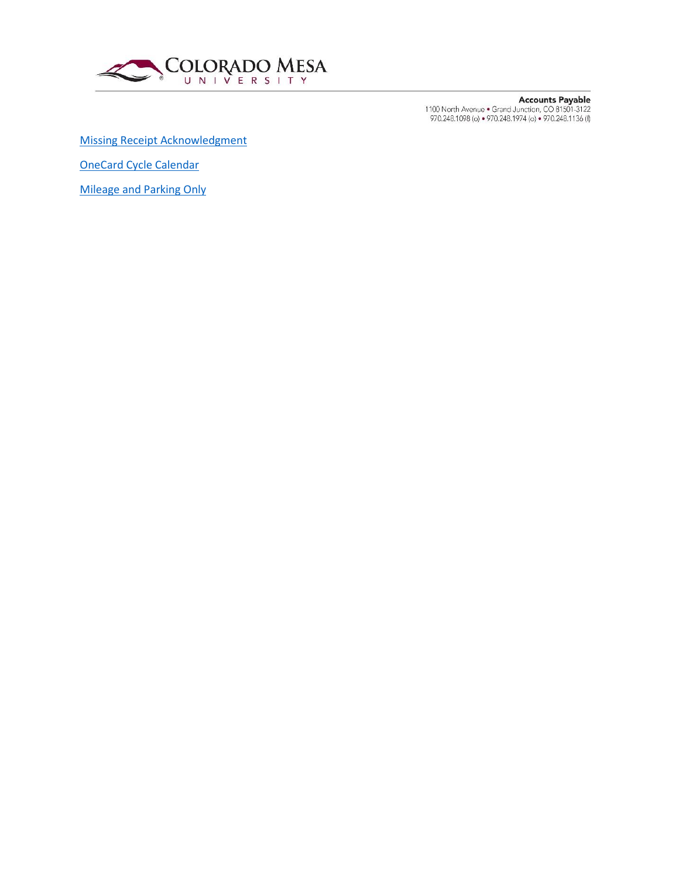**Accounts Payable**
1100 North Avenue • Grand Junction, CO 81501-3122
970.248.1098 (o) • 970.248.1974 (o) • 970.248.1136 (f)

Missing Receipt Acknowledgment

OneCard Cycle Calendar

Mileage and Parking Only